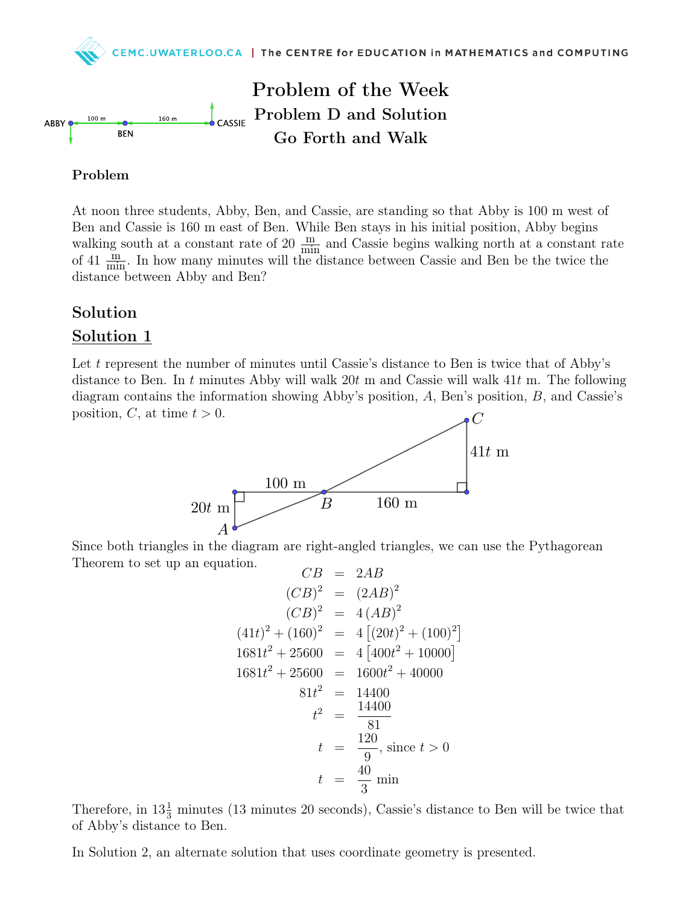# Problem of the Week
## Problem D and Solution
## Go Forth and Walk

### Problem

At noon three students, Abby, Ben, and Cassie, are standing so that Abby is 100 m west of Ben and Cassie is 160 m east of Ben. While Ben stays in his initial position, Abby begins walking south at a constant rate of 20 $\frac{\text{m}}{\text{min}}$ and Cassie begins walking north at a constant rate of 41 $\frac{\text{m}}{\text{min}}$. In how many minutes will the distance between Cassie and Ben be the twice the distance between Abby and Ben?

## Solution

## Solution 1

Let $t$ represent the number of minutes until Cassie's distance to Ben is twice that of Abby's distance to Ben. In $t$ minutes Abby will walk $20t$ m and Cassie will walk $41t$ m. The following diagram contains the information showing Abby's position, $A$, Ben's position, $B$, and Cassie's position, $C$, at time $t > 0$.

Since both triangles in the diagram are right-angled triangles, we can use the Pythagorean Theorem to set up an equation.

$$\begin{aligned}
CB &= 2AB \\
(CB)^2 &= (2AB)^2 \\
(CB)^2 &= 4\,(AB)^2 \\
(41t)^2 + (160)^2 &= 4\left[(20t)^2 + (100)^2\right] \\
1681t^2 + 25600 &= 4\left[400t^2 + 10000\right] \\
1681t^2 + 25600 &= 1600t^2 + 40000 \\
81t^2 &= 14400 \\
t^2 &= \frac{14400}{81} \\
t &= \frac{120}{9}, \text{ since } t > 0 \\
t &= \frac{40}{3} \text{ min}
\end{aligned}$$

Therefore, in $13\frac{1}{3}$ minutes (13 minutes 20 seconds), Cassie's distance to Ben will be twice that of Abby's distance to Ben.

In Solution 2, an alternate solution that uses coordinate geometry is presented.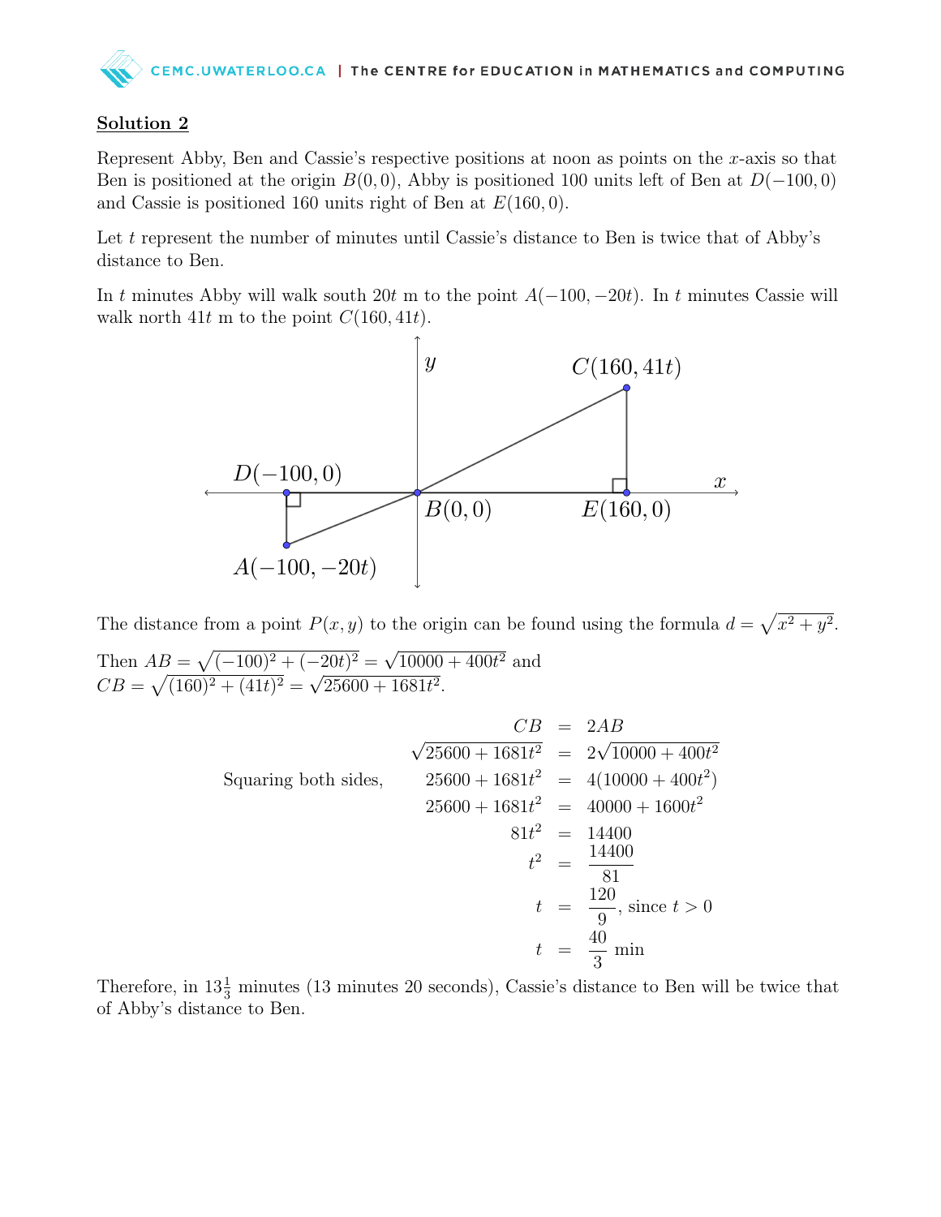**Solution 2**

Represent Abby, Ben and Cassie's respective positions at noon as points on the $x$-axis so that Ben is positioned at the origin $B(0,0)$, Abby is positioned 100 units left of Ben at $D(-100,0)$ and Cassie is positioned 160 units right of Ben at $E(160,0)$.

Let $t$ represent the number of minutes until Cassie's distance to Ben is twice that of Abby's distance to Ben.

In $t$ minutes Abby will walk south $20t$ m to the point $A(-100,-20t)$. In $t$ minutes Cassie will walk north $41t$ m to the point $C(160,41t)$.

$y$

$C(160, 41t)$

$D(-100, 0)$

$x$

$B(0, 0)$

$E(160, 0)$

$A(-100, -20t)$

The distance from a point $P(x,y)$ to the origin can be found using the formula $d=\sqrt{x^2+y^2}$.

Then $AB=\sqrt{(-100)^2+(-20t)^2}=\sqrt{10000+400t^2}$ and
$CB=\sqrt{(160)^2+(41t)^2}=\sqrt{25600+1681t^2}$.

$$
\begin{aligned}
CB &= 2AB \\
\sqrt{25600+1681t^2} &= 2\sqrt{10000+400t^2} \\
\text{Squaring both sides,}\quad 25600+1681t^2 &= 4(10000+400t^2) \\
25600+1681t^2 &= 40000+1600t^2 \\
81t^2 &= 14400 \\
t^2 &= \frac{14400}{81} \\
t &= \frac{120}{9}, \text{ since } t>0 \\
t &= \frac{40}{3}\text{ min}
\end{aligned}
$$

Therefore, in $13\frac{1}{3}$ minutes (13 minutes 20 seconds), Cassie's distance to Ben will be twice that of Abby's distance to Ben.